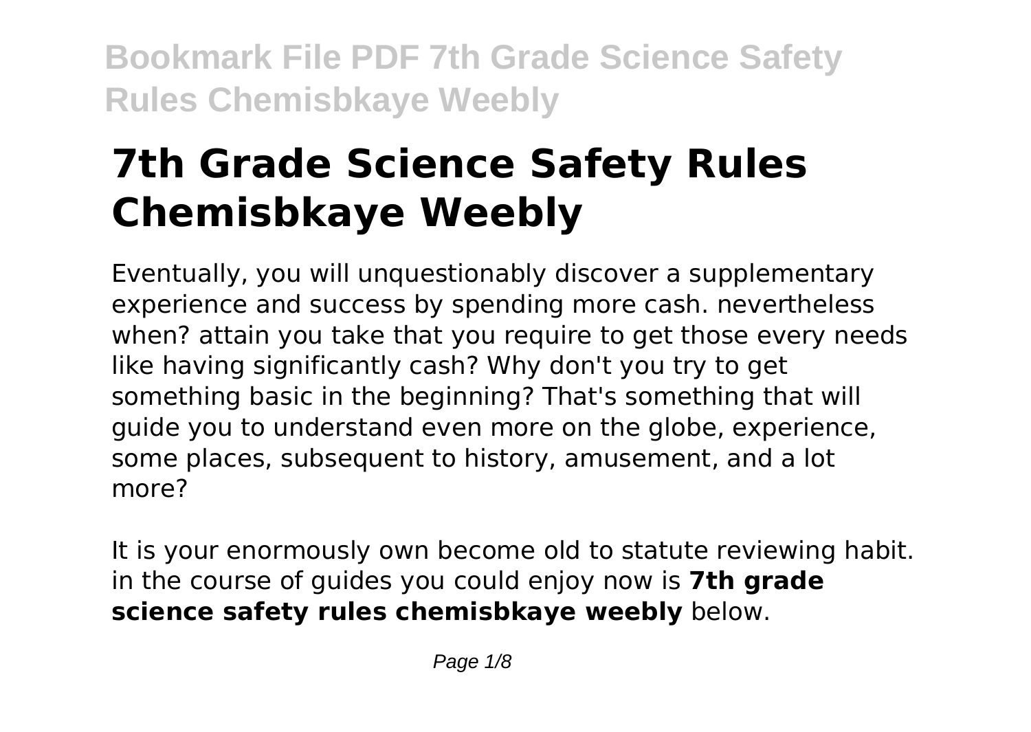# 7th Grade Science Safety Rules Chemisbkaye Weebly

Eventually, you will unquestionably discover a supplementary experience and success by spending more cash. nevertheless when? attain you take that you require to get those every needs like having significantly cash? Why don't you try to get something basic in the beginning? That's something that will guide you to understand even more on the globe, experience, some places, subsequent to history, amusement, and a lot more?

It is your enormously own become old to statute reviewing habit. in the course of guides you could enjoy now is **7th grade science safety rules chemisbkaye weebly** below.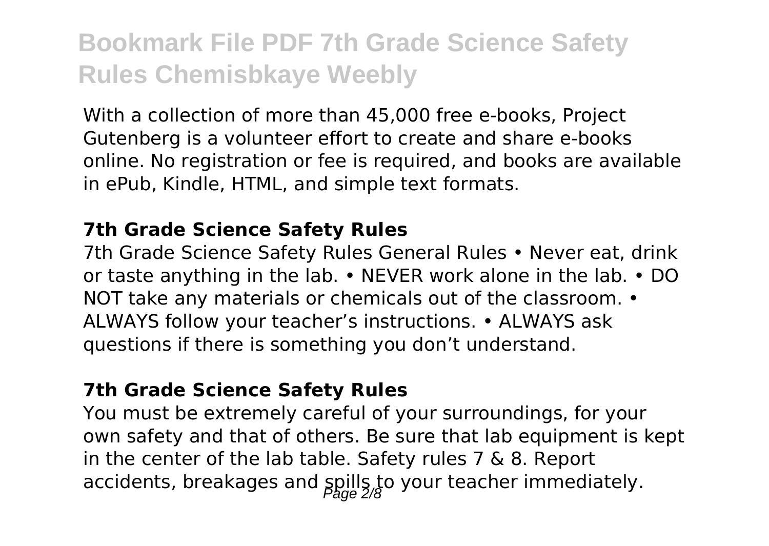With a collection of more than 45,000 free e-books, Project Gutenberg is a volunteer effort to create and share e-books online. No registration or fee is required, and books are available in ePub, Kindle, HTML, and simple text formats.

**7th Grade Science Safety Rules**

7th Grade Science Safety Rules General Rules • Never eat, drink or taste anything in the lab. • NEVER work alone in the lab. • DO NOT take any materials or chemicals out of the classroom. • ALWAYS follow your teacher's instructions. • ALWAYS ask questions if there is something you don't understand.

**7th Grade Science Safety Rules**

You must be extremely careful of your surroundings, for your own safety and that of others. Be sure that lab equipment is kept in the center of the lab table. Safety rules 7 & 8. Report accidents, breakages and spills to your teacher immediately.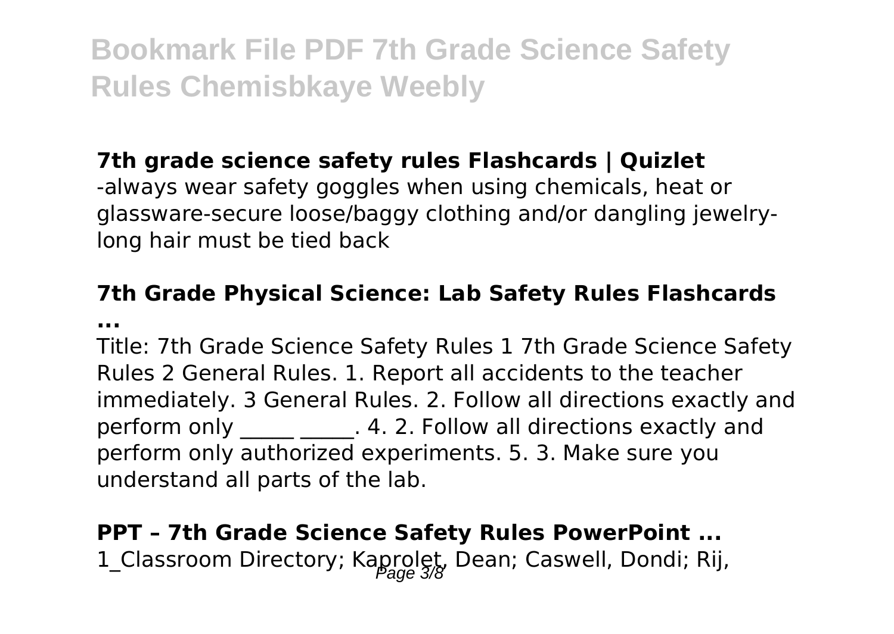## 7th grade science safety rules Flashcards | Quizlet

-always wear safety goggles when using chemicals, heat or glassware-secure loose/baggy clothing and/or dangling jewelry-long hair must be tied back

## 7th Grade Physical Science: Lab Safety Rules Flashcards ...

Title: 7th Grade Science Safety Rules 1 7th Grade Science Safety Rules 2 General Rules. 1. Report all accidents to the teacher immediately. 3 General Rules. 2. Follow all directions exactly and perform only _____ _____. 4. 2. Follow all directions exactly and perform only authorized experiments. 5. 3. Make sure you understand all parts of the lab.

## PPT – 7th Grade Science Safety Rules PowerPoint ...

1_Classroom Directory; Kaprolet, Dean; Caswell, Dondi; Rij,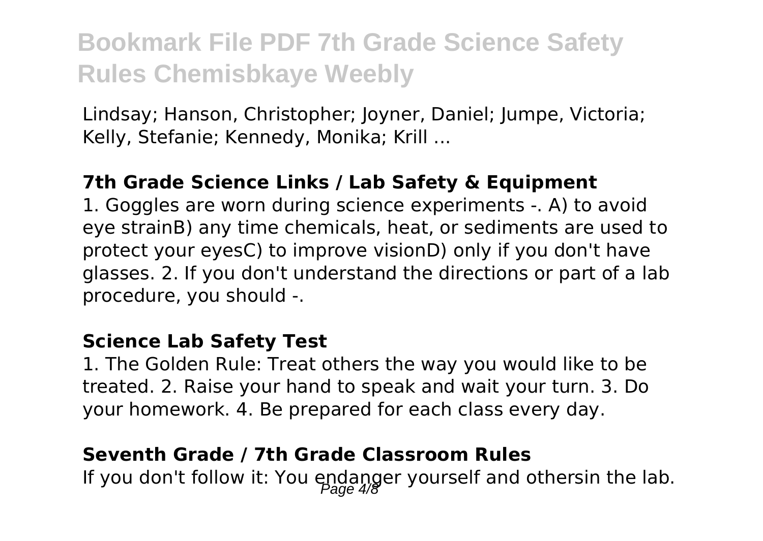Lindsay; Hanson, Christopher; Joyner, Daniel; Jumpe, Victoria; Kelly, Stefanie; Kennedy, Monika; Krill ...

### 7th Grade Science Links / Lab Safety & Equipment

1. Goggles are worn during science experiments -. A) to avoid eye strainB) any time chemicals, heat, or sediments are used to protect your eyesC) to improve visionD) only if you don't have glasses. 2. If you don't understand the directions or part of a lab procedure, you should -.

### Science Lab Safety Test

1. The Golden Rule: Treat others the way you would like to be treated. 2. Raise your hand to speak and wait your turn. 3. Do your homework. 4. Be prepared for each class every day.

### Seventh Grade / 7th Grade Classroom Rules

If you don't follow it: You endanger yourself and othersin the lab.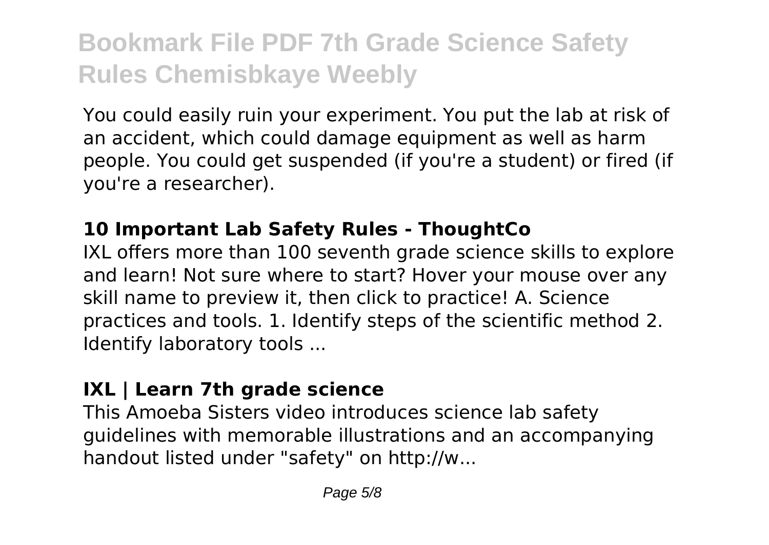You could easily ruin your experiment. You put the lab at risk of an accident, which could damage equipment as well as harm people. You could get suspended (if you're a student) or fired (if you're a researcher).

**10 Important Lab Safety Rules - ThoughtCo**

IXL offers more than 100 seventh grade science skills to explore and learn! Not sure where to start? Hover your mouse over any skill name to preview it, then click to practice! A. Science practices and tools. 1. Identify steps of the scientific method 2. Identify laboratory tools ...

**IXL | Learn 7th grade science**

This Amoeba Sisters video introduces science lab safety guidelines with memorable illustrations and an accompanying handout listed under "safety" on http://w...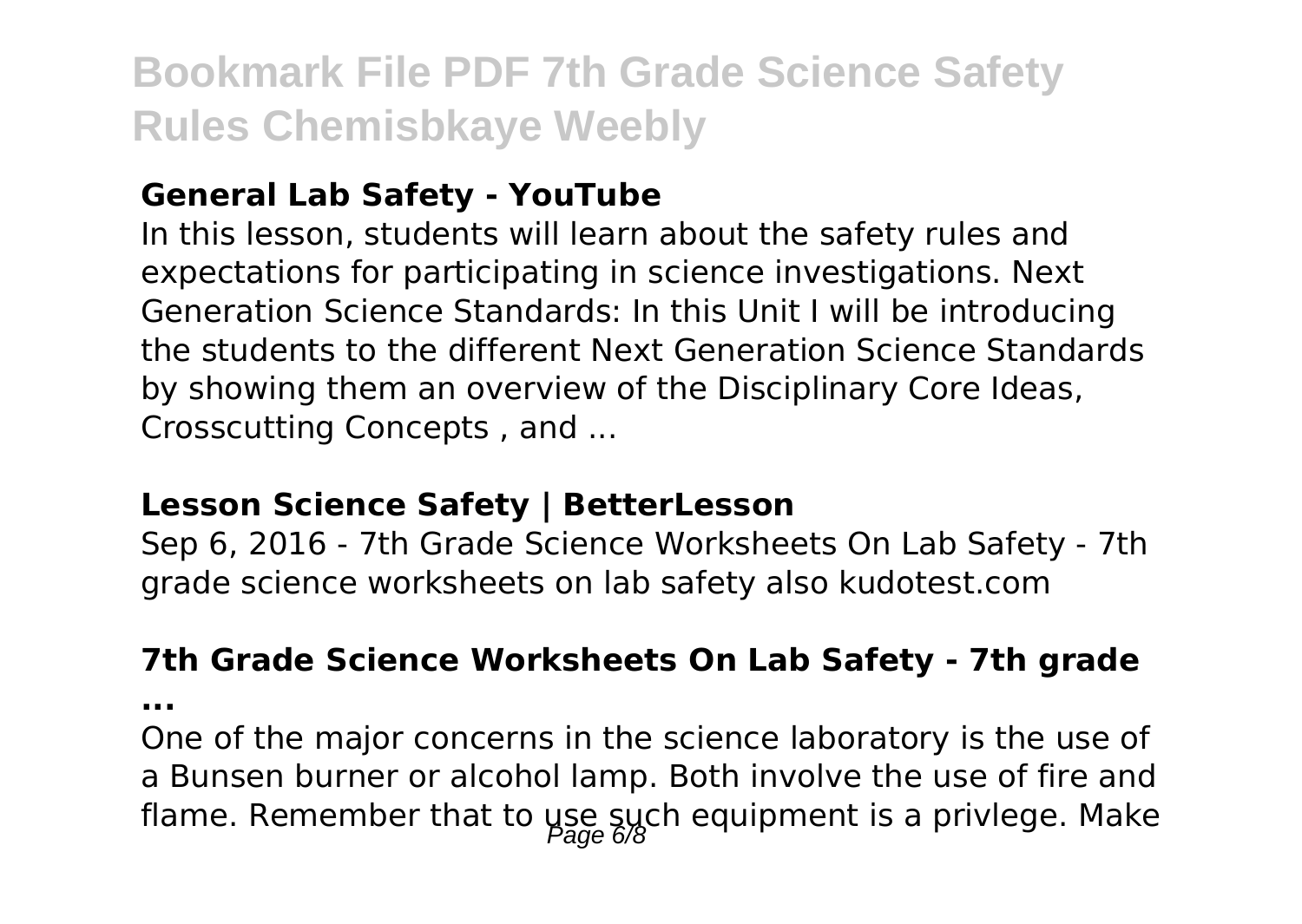### General Lab Safety - YouTube

In this lesson, students will learn about the safety rules and expectations for participating in science investigations. Next Generation Science Standards: In this Unit I will be introducing the students to the different Next Generation Science Standards by showing them an overview of the Disciplinary Core Ideas, Crosscutting Concepts , and ...

### Lesson Science Safety | BetterLesson

Sep 6, 2016 - 7th Grade Science Worksheets On Lab Safety - 7th grade science worksheets on lab safety also kudotest.com

### 7th Grade Science Worksheets On Lab Safety - 7th grade ...

One of the major concerns in the science laboratory is the use of a Bunsen burner or alcohol lamp. Both involve the use of fire and flame. Remember that to use such equipment is a privlege. Make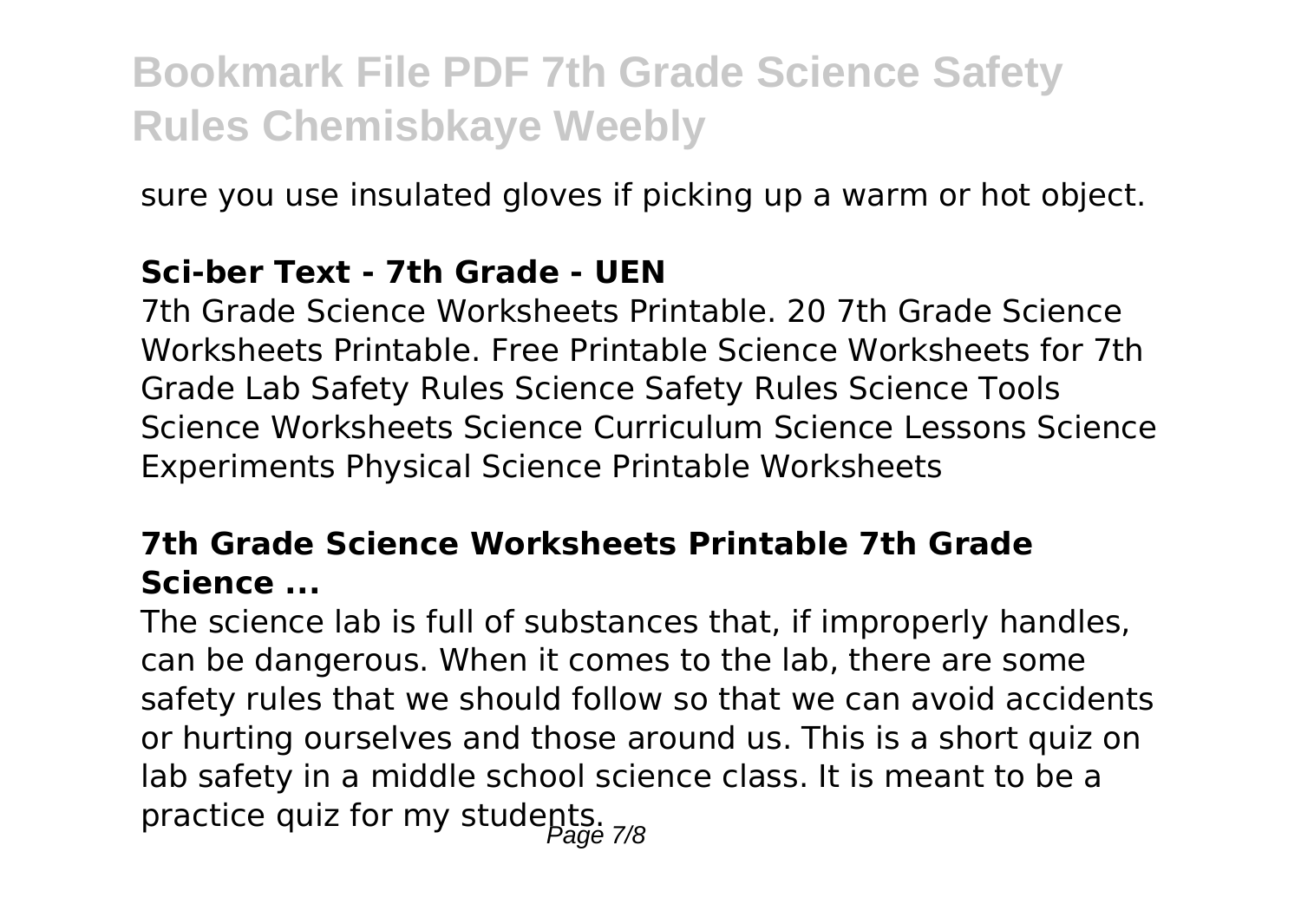sure you use insulated gloves if picking up a warm or hot object.

### Sci-ber Text - 7th Grade - UEN

7th Grade Science Worksheets Printable. 20 7th Grade Science Worksheets Printable. Free Printable Science Worksheets for 7th Grade Lab Safety Rules Science Safety Rules Science Tools Science Worksheets Science Curriculum Science Lessons Science Experiments Physical Science Printable Worksheets

### 7th Grade Science Worksheets Printable 7th Grade Science ...

The science lab is full of substances that, if improperly handles, can be dangerous. When it comes to the lab, there are some safety rules that we should follow so that we can avoid accidents or hurting ourselves and those around us. This is a short quiz on lab safety in a middle school science class. It is meant to be a practice quiz for my students.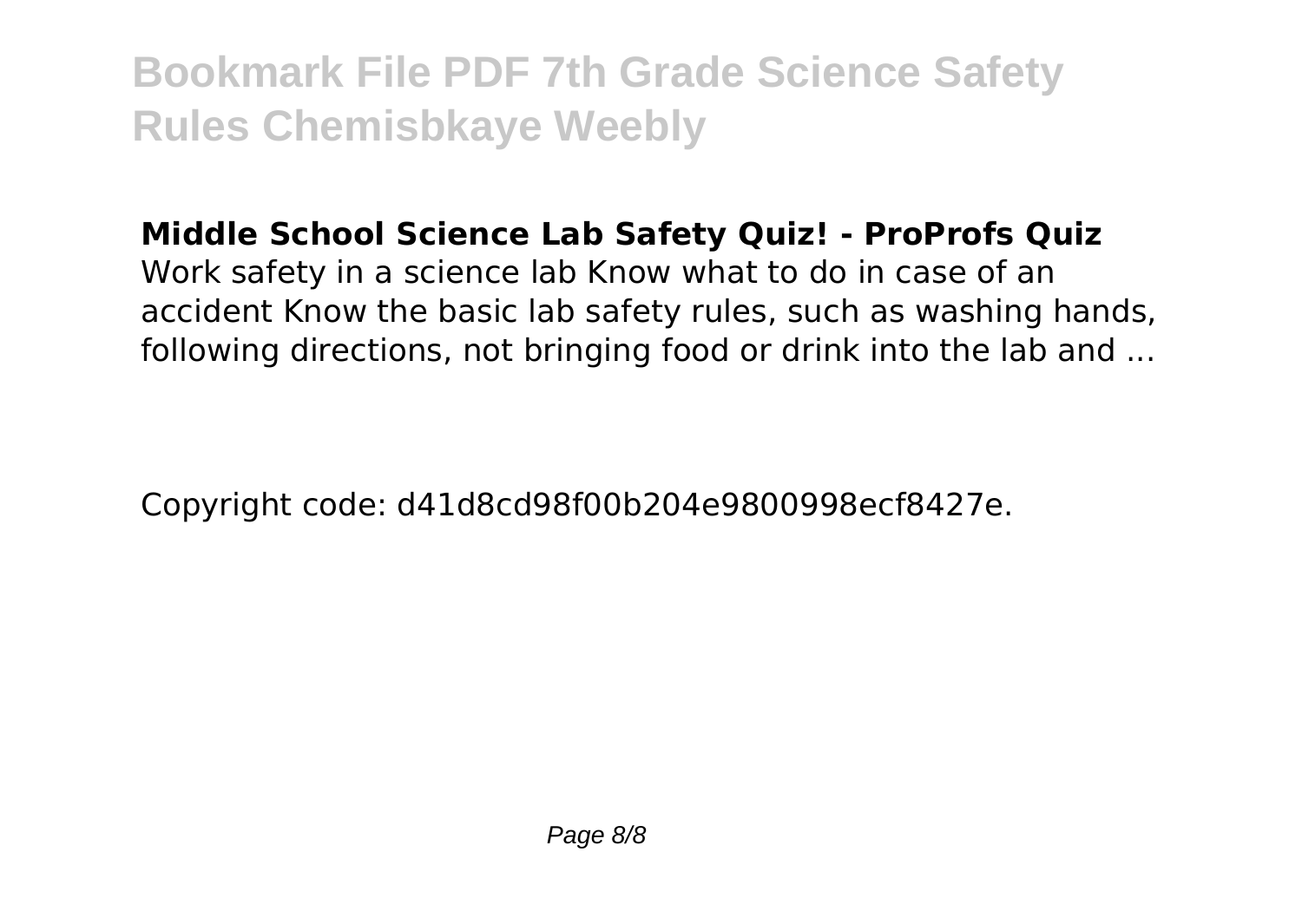**Middle School Science Lab Safety Quiz! - ProProfs Quiz**

Work safety in a science lab Know what to do in case of an accident Know the basic lab safety rules, such as washing hands, following directions, not bringing food or drink into the lab and ...

Copyright code: d41d8cd98f00b204e9800998ecf8427e.